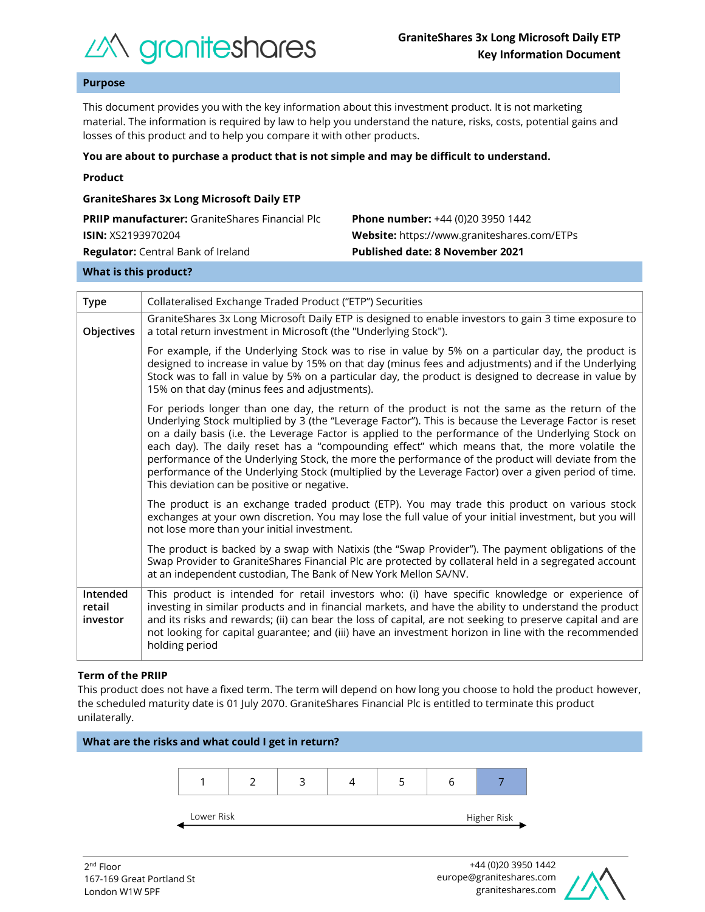# GraniteShares 3x Long Microsoft Daily ETP
## Key Information Document

## Purpose

This document provides you with the key information about this investment product. It is not marketing material. The information is required by law to help you understand the nature, risks, costs, potential gains and losses of this product and to help you compare it with other products.

**You are about to purchase a product that is not simple and may be difficult to understand.**

**Product**

**GraniteShares 3x Long Microsoft Daily ETP**

**PRIIP manufacturer:** GraniteShares Financial Plc
**ISIN:** XS2193970204
**Regulator:** Central Bank of Ireland

**Phone number:** +44 (0)20 3950 1442
**Website:** https://www.graniteshares.com/ETPs
**Published date: 8 November 2021**

## What is this product?

| | |
|---|---|
| **Type** | Collateralised Exchange Traded Product ("ETP") Securities |
| **Objectives** | GraniteShares 3x Long Microsoft Daily ETP is designed to enable investors to gain 3 time exposure to a total return investment in Microsoft (the "Underlying Stock").<br><br>For example, if the Underlying Stock was to rise in value by 5% on a particular day, the product is designed to increase in value by 15% on that day (minus fees and adjustments) and if the Underlying Stock was to fall in value by 5% on a particular day, the product is designed to decrease in value by 15% on that day (minus fees and adjustments).<br><br>For periods longer than one day, the return of the product is not the same as the return of the Underlying Stock multiplied by 3 (the "Leverage Factor"). This is because the Leverage Factor is reset on a daily basis (i.e. the Leverage Factor is applied to the performance of the Underlying Stock on each day). The daily reset has a "compounding effect" which means that, the more volatile the performance of the Underlying Stock, the more the performance of the product will deviate from the performance of the Underlying Stock (multiplied by the Leverage Factor) over a given period of time. This deviation can be positive or negative.<br><br>The product is an exchange traded product (ETP). You may trade this product on various stock exchanges at your own discretion. You may lose the full value of your initial investment, but you will not lose more than your initial investment.<br><br>The product is backed by a swap with Natixis (the "Swap Provider"). The payment obligations of the Swap Provider to GraniteShares Financial Plc are protected by collateral held in a segregated account at an independent custodian, The Bank of New York Mellon SA/NV. |
| **Intended retail investor** | This product is intended for retail investors who: (i) have specific knowledge or experience of investing in similar products and in financial markets, and have the ability to understand the product and its risks and rewards; (ii) can bear the loss of capital, are not seeking to preserve capital and are not looking for capital guarantee; and (iii) have an investment horizon in line with the recommended holding period |

**Term of the PRIIP**

This product does not have a fixed term. The term will depend on how long you choose to hold the product however, the scheduled maturity date is 01 July 2070. GraniteShares Financial Plc is entitled to terminate this product unilaterally.

## What are the risks and what could I get in return?

| 1 | 2 | 3 | 4 | 5 | 6 | **7** |
|---|---|---|---|---|---|---|

Lower Risk ← → Higher Risk

2nd Floor
167-169 Great Portland St
London W1W 5PF

+44 (0)20 3950 1442
europe@graniteshares.com
graniteshares.com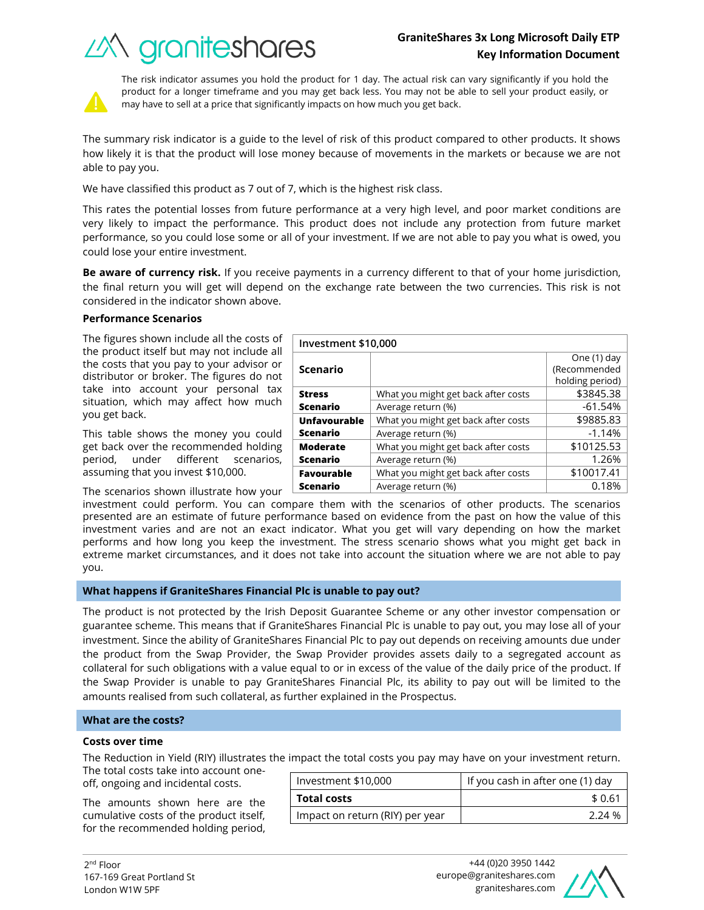The risk indicator assumes you hold the product for 1 day. The actual risk can vary significantly if you hold the product for a longer timeframe and you may get back less. You may not be able to sell your product easily, or may have to sell at a price that significantly impacts on how much you get back.

The summary risk indicator is a guide to the level of risk of this product compared to other products. It shows how likely it is that the product will lose money because of movements in the markets or because we are not able to pay you.

We have classified this product as 7 out of 7, which is the highest risk class.

This rates the potential losses from future performance at a very high level, and poor market conditions are very likely to impact the performance. This product does not include any protection from future market performance, so you could lose some or all of your investment. If we are not able to pay you what is owed, you could lose your entire investment.

**Be aware of currency risk.** If you receive payments in a currency different to that of your home jurisdiction, the final return you will get will depend on the exchange rate between the two currencies. This risk is not considered in the indicator shown above.

**Performance Scenarios**

The figures shown include all the costs of the product itself but may not include all the costs that you pay to your advisor or distributor or broker. The figures do not take into account your personal tax situation, which may affect how much you get back.

This table shows the money you could get back over the recommended holding period, under different scenarios, assuming that you invest $10,000.

| Investment $10,000 | | |
|---|---|---|
| **Scenario** | | One (1) day (Recommended holding period) |
| **Stress Scenario** | What you might get back after costs | $3845.38 |
| | Average return (%) | -61.54% |
| **Unfavourable Scenario** | What you might get back after costs | $9885.83 |
| | Average return (%) | -1.14% |
| **Moderate Scenario** | What you might get back after costs | $10125.53 |
| | Average return (%) | 1.26% |
| **Favourable Scenario** | What you might get back after costs | $10017.41 |
| | Average return (%) | 0.18% |

The scenarios shown illustrate how your investment could perform. You can compare them with the scenarios of other products. The scenarios presented are an estimate of future performance based on evidence from the past on how the value of this investment varies and are not an exact indicator. What you get will vary depending on how the market performs and how long you keep the investment. The stress scenario shows what you might get back in extreme market circumstances, and it does not take into account the situation where we are not able to pay you.

## What happens if GraniteShares Financial Plc is unable to pay out?

The product is not protected by the Irish Deposit Guarantee Scheme or any other investor compensation or guarantee scheme. This means that if GraniteShares Financial Plc is unable to pay out, you may lose all of your investment. Since the ability of GraniteShares Financial Plc to pay out depends on receiving amounts due under the product from the Swap Provider, the Swap Provider provides assets daily to a segregated account as collateral for such obligations with a value equal to or in excess of the value of the daily price of the product. If the Swap Provider is unable to pay GraniteShares Financial Plc, its ability to pay out will be limited to the amounts realised from such collateral, as further explained in the Prospectus.

## What are the costs?

**Costs over time**

The Reduction in Yield (RIY) illustrates the impact the total costs you pay may have on your investment return. The total costs take into account one-off, ongoing and incidental costs.

The amounts shown here are the cumulative costs of the product itself, for the recommended holding period,

| Investment $10,000 | If you cash in after one (1) day |
|---|---|
| **Total costs** | $ 0.61 |
| Impact on return (RIY) per year | 2.24 % |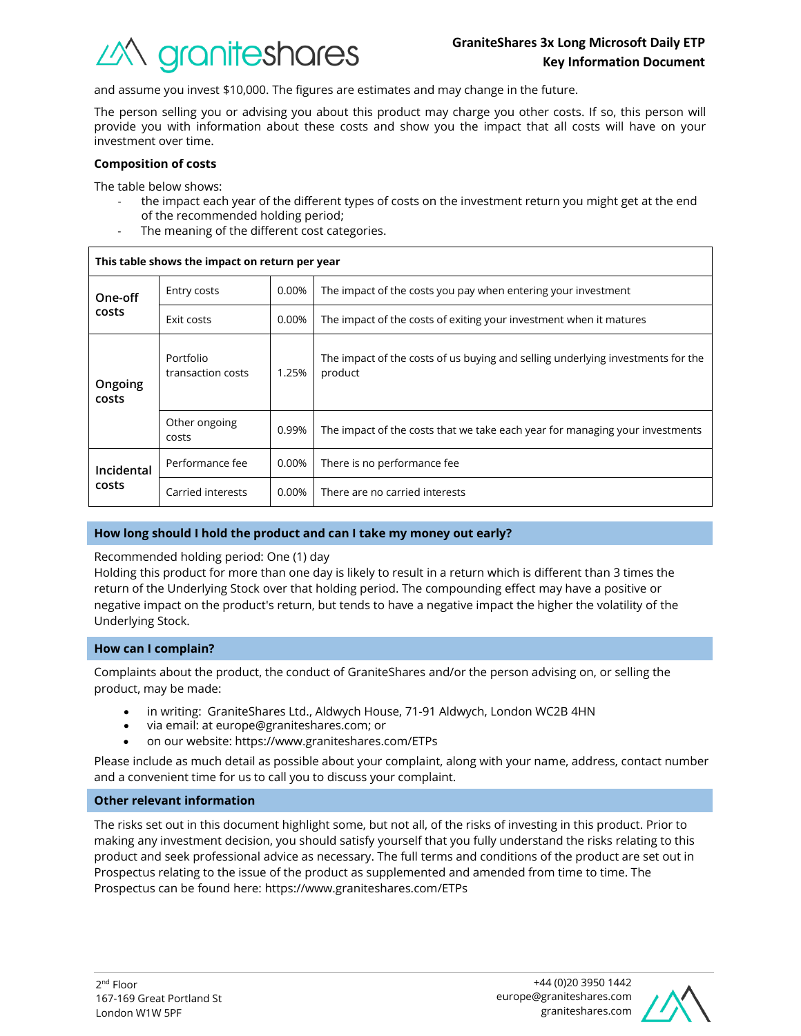and assume you invest $10,000. The figures are estimates and may change in the future.

The person selling you or advising you about this product may charge you other costs. If so, this person will provide you with information about these costs and show you the impact that all costs will have on your investment over time.

**Composition of costs**

The table below shows:

- the impact each year of the different types of costs on the investment return you might get at the end of the recommended holding period;
- The meaning of the different cost categories.

| This table shows the impact on return per year | | | |
|---|---|---|---|
| One-off costs | Entry costs | 0.00% | The impact of the costs you pay when entering your investment |
| | Exit costs | 0.00% | The impact of the costs of exiting your investment when it matures |
| Ongoing costs | Portfolio transaction costs | 1.25% | The impact of the costs of us buying and selling underlying investments for the product |
| | Other ongoing costs | 0.99% | The impact of the costs that we take each year for managing your investments |
| Incidental costs | Performance fee | 0.00% | There is no performance fee |
| | Carried interests | 0.00% | There are no carried interests |

## How long should I hold the product and can I take my money out early?

Recommended holding period: One (1) day
Holding this product for more than one day is likely to result in a return which is different than 3 times the return of the Underlying Stock over that holding period. The compounding effect may have a positive or negative impact on the product's return, but tends to have a negative impact the higher the volatility of the Underlying Stock.

## How can I complain?

Complaints about the product, the conduct of GraniteShares and/or the person advising on, or selling the product, may be made:

- in writing: GraniteShares Ltd., Aldwych House, 71-91 Aldwych, London WC2B 4HN
- via email: at europe@graniteshares.com; or
- on our website: https://www.graniteshares.com/ETPs

Please include as much detail as possible about your complaint, along with your name, address, contact number and a convenient time for us to call you to discuss your complaint.

## Other relevant information

The risks set out in this document highlight some, but not all, of the risks of investing in this product. Prior to making any investment decision, you should satisfy yourself that you fully understand the risks relating to this product and seek professional advice as necessary. The full terms and conditions of the product are set out in Prospectus relating to the issue of the product as supplemented and amended from time to time. The Prospectus can be found here: https://www.graniteshares.com/ETPs